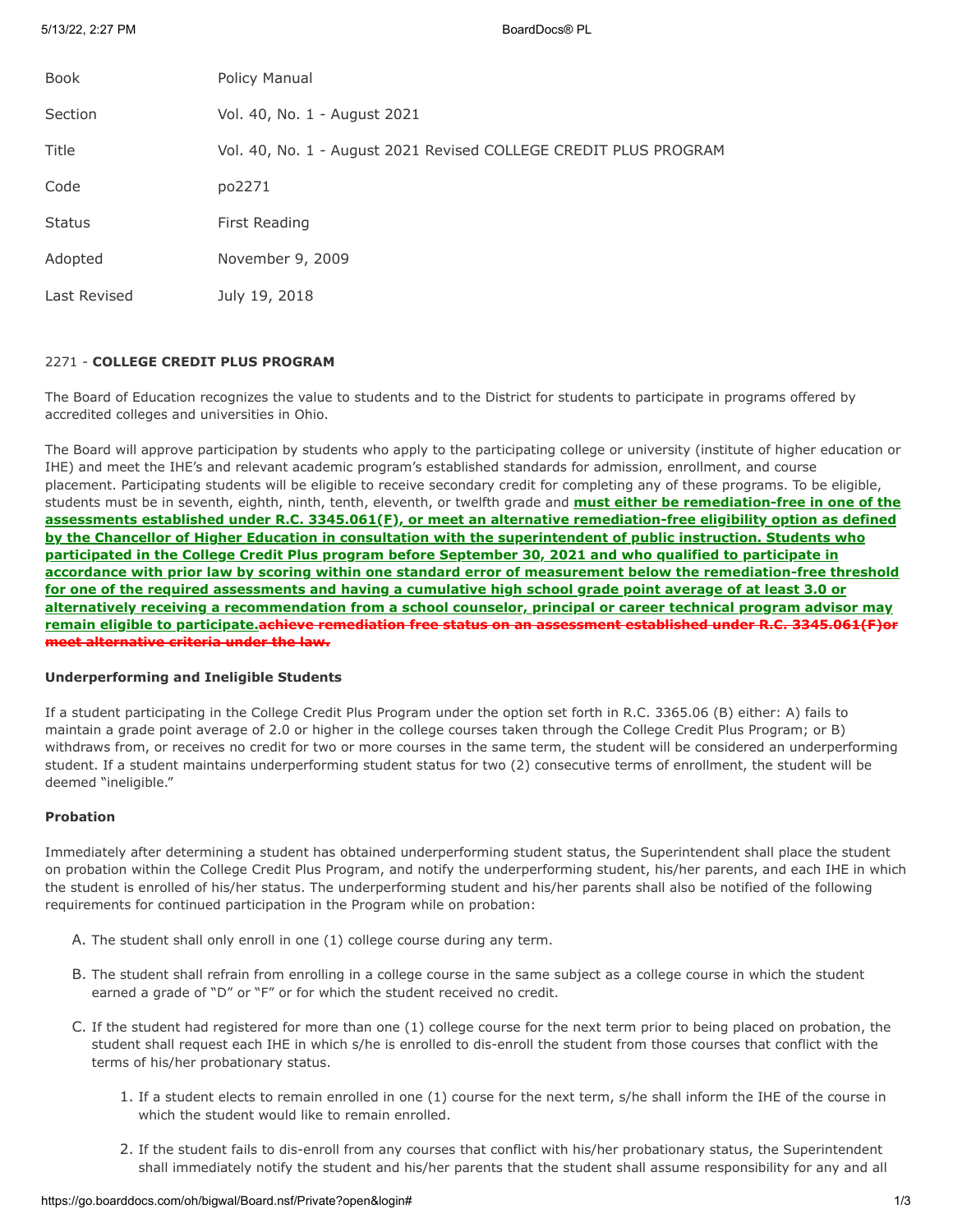| Book | Policy Manual |
| --- | --- |
| Section | Vol. 40, No. 1 - August 2021 |
| Title | Vol. 40, No. 1 - August 2021 Revised COLLEGE CREDIT PLUS PROGRAM |
| Code | po2271 |
| Status | First Reading |
| Adopted | November 9, 2009 |
| Last Revised | July 19, 2018 |

2271 - **COLLEGE CREDIT PLUS PROGRAM**

The Board of Education recognizes the value to students and to the District for students to participate in programs offered by accredited colleges and universities in Ohio.

The Board will approve participation by students who apply to the participating college or university (institute of higher education or IHE) and meet the IHE's and relevant academic program's established standards for admission, enrollment, and course placement. Participating students will be eligible to receive secondary credit for completing any of these programs. To be eligible, students must be in seventh, eighth, ninth, tenth, eleventh, or twelfth grade and **must either be remediation-free in one of the assessments established under R.C. 3345.061(F), or meet an alternative remediation-free eligibility option as defined by the Chancellor of Higher Education in consultation with the superintendent of public instruction. Students who participated in the College Credit Plus program before September 30, 2021 and who qualified to participate in accordance with prior law by scoring within one standard error of measurement below the remediation-free threshold for one of the required assessments and having a cumulative high school grade point average of at least 3.0 or alternatively receiving a recommendation from a school counselor, principal or career technical program advisor may remain eligible to participate.** ~~achieve remediation free status on an assessment established under R.C. 3345.061(F)or meet alternative criteria under the law.~~

**Underperforming and Ineligible Students**

If a student participating in the College Credit Plus Program under the option set forth in R.C. 3365.06 (B) either: A) fails to maintain a grade point average of 2.0 or higher in the college courses taken through the College Credit Plus Program; or B) withdraws from, or receives no credit for two or more courses in the same term, the student will be considered an underperforming student. If a student maintains underperforming student status for two (2) consecutive terms of enrollment, the student will be deemed "ineligible."

**Probation**

Immediately after determining a student has obtained underperforming student status, the Superintendent shall place the student on probation within the College Credit Plus Program, and notify the underperforming student, his/her parents, and each IHE in which the student is enrolled of his/her status. The underperforming student and his/her parents shall also be notified of the following requirements for continued participation in the Program while on probation:

A. The student shall only enroll in one (1) college course during any term.

B. The student shall refrain from enrolling in a college course in the same subject as a college course in which the student earned a grade of "D" or "F" or for which the student received no credit.

C. If the student had registered for more than one (1) college course for the next term prior to being placed on probation, the student shall request each IHE in which s/he is enrolled to dis-enroll the student from those courses that conflict with the terms of his/her probationary status.

   1. If a student elects to remain enrolled in one (1) course for the next term, s/he shall inform the IHE of the course in which the student would like to remain enrolled.

   2. If the student fails to dis-enroll from any courses that conflict with his/her probationary status, the Superintendent shall immediately notify the student and his/her parents that the student shall assume responsibility for any and all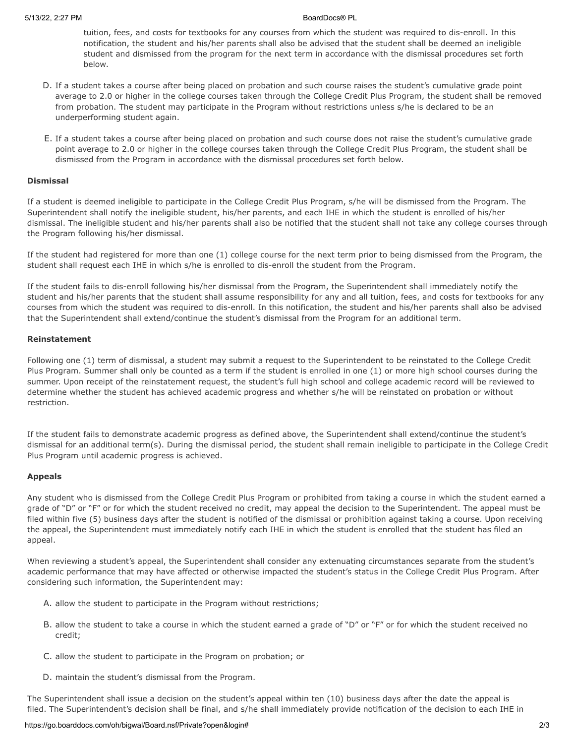tuition, fees, and costs for textbooks for any courses from which the student was required to dis-enroll. In this notification, the student and his/her parents shall also be advised that the student shall be deemed an ineligible student and dismissed from the program for the next term in accordance with the dismissal procedures set forth below.

D. If a student takes a course after being placed on probation and such course raises the student's cumulative grade point average to 2.0 or higher in the college courses taken through the College Credit Plus Program, the student shall be removed from probation. The student may participate in the Program without restrictions unless s/he is declared to be an underperforming student again.

E. If a student takes a course after being placed on probation and such course does not raise the student's cumulative grade point average to 2.0 or higher in the college courses taken through the College Credit Plus Program, the student shall be dismissed from the Program in accordance with the dismissal procedures set forth below.

**Dismissal**

If a student is deemed ineligible to participate in the College Credit Plus Program, s/he will be dismissed from the Program. The Superintendent shall notify the ineligible student, his/her parents, and each IHE in which the student is enrolled of his/her dismissal. The ineligible student and his/her parents shall also be notified that the student shall not take any college courses through the Program following his/her dismissal.

If the student had registered for more than one (1) college course for the next term prior to being dismissed from the Program, the student shall request each IHE in which s/he is enrolled to dis-enroll the student from the Program.

If the student fails to dis-enroll following his/her dismissal from the Program, the Superintendent shall immediately notify the student and his/her parents that the student shall assume responsibility for any and all tuition, fees, and costs for textbooks for any courses from which the student was required to dis-enroll. In this notification, the student and his/her parents shall also be advised that the Superintendent shall extend/continue the student's dismissal from the Program for an additional term.

**Reinstatement**

Following one (1) term of dismissal, a student may submit a request to the Superintendent to be reinstated to the College Credit Plus Program. Summer shall only be counted as a term if the student is enrolled in one (1) or more high school courses during the summer. Upon receipt of the reinstatement request, the student's full high school and college academic record will be reviewed to determine whether the student has achieved academic progress and whether s/he will be reinstated on probation or without restriction.

If the student fails to demonstrate academic progress as defined above, the Superintendent shall extend/continue the student's dismissal for an additional term(s). During the dismissal period, the student shall remain ineligible to participate in the College Credit Plus Program until academic progress is achieved.

**Appeals**

Any student who is dismissed from the College Credit Plus Program or prohibited from taking a course in which the student earned a grade of "D" or "F" or for which the student received no credit, may appeal the decision to the Superintendent. The appeal must be filed within five (5) business days after the student is notified of the dismissal or prohibition against taking a course. Upon receiving the appeal, the Superintendent must immediately notify each IHE in which the student is enrolled that the student has filed an appeal.

When reviewing a student's appeal, the Superintendent shall consider any extenuating circumstances separate from the student's academic performance that may have affected or otherwise impacted the student's status in the College Credit Plus Program. After considering such information, the Superintendent may:

A. allow the student to participate in the Program without restrictions;

B. allow the student to take a course in which the student earned a grade of "D" or "F" or for which the student received no credit;

C. allow the student to participate in the Program on probation; or

D. maintain the student's dismissal from the Program.

The Superintendent shall issue a decision on the student's appeal within ten (10) business days after the date the appeal is filed. The Superintendent's decision shall be final, and s/he shall immediately provide notification of the decision to each IHE in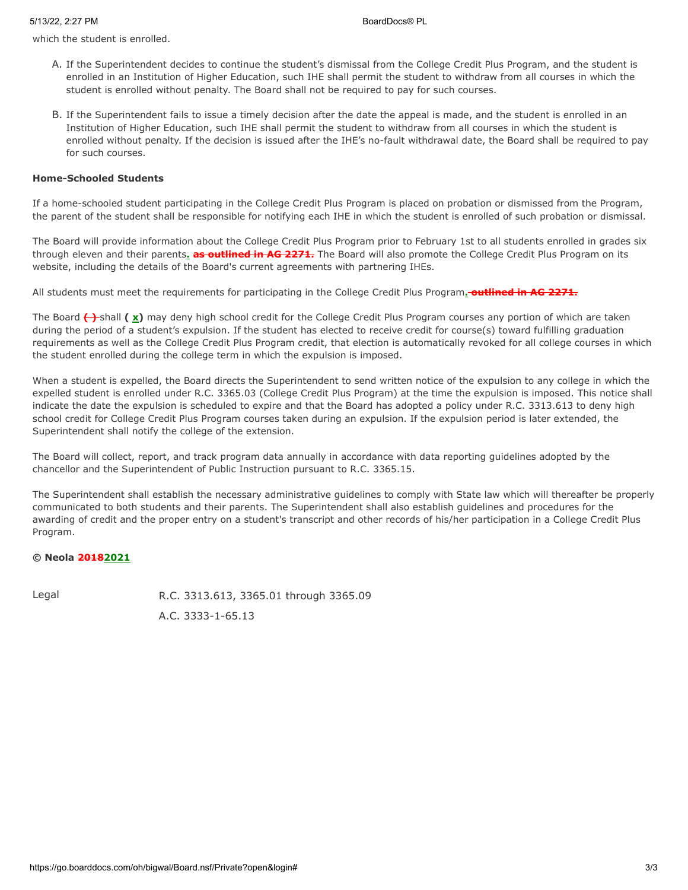which the student is enrolled.

A. If the Superintendent decides to continue the student's dismissal from the College Credit Plus Program, and the student is enrolled in an Institution of Higher Education, such IHE shall permit the student to withdraw from all courses in which the student is enrolled without penalty. The Board shall not be required to pay for such courses.

B. If the Superintendent fails to issue a timely decision after the date the appeal is made, and the student is enrolled in an Institution of Higher Education, such IHE shall permit the student to withdraw from all courses in which the student is enrolled without penalty. If the decision is issued after the IHE's no-fault withdrawal date, the Board shall be required to pay for such courses.

**Home-Schooled Students**

If a home-schooled student participating in the College Credit Plus Program is placed on probation or dismissed from the Program, the parent of the student shall be responsible for notifying each IHE in which the student is enrolled of such probation or dismissal.

The Board will provide information about the College Credit Plus Program prior to February 1st to all students enrolled in grades six through eleven and their parents. ~~as outlined in AG 2271.~~ The Board will also promote the College Credit Plus Program on its website, including the details of the Board's current agreements with partnering IHEs.

All students must meet the requirements for participating in the College Credit Plus Program. ~~outlined in AG 2271.~~

The Board ~~( )~~ shall **( x)** may deny high school credit for the College Credit Plus Program courses any portion of which are taken during the period of a student's expulsion. If the student has elected to receive credit for course(s) toward fulfilling graduation requirements as well as the College Credit Plus Program credit, that election is automatically revoked for all college courses in which the student enrolled during the college term in which the expulsion is imposed.

When a student is expelled, the Board directs the Superintendent to send written notice of the expulsion to any college in which the expelled student is enrolled under R.C. 3365.03 (College Credit Plus Program) at the time the expulsion is imposed. This notice shall indicate the date the expulsion is scheduled to expire and that the Board has adopted a policy under R.C. 3313.613 to deny high school credit for College Credit Plus Program courses taken during an expulsion. If the expulsion period is later extended, the Superintendent shall notify the college of the extension.

The Board will collect, report, and track program data annually in accordance with data reporting guidelines adopted by the chancellor and the Superintendent of Public Instruction pursuant to R.C. 3365.15.

The Superintendent shall establish the necessary administrative guidelines to comply with State law which will thereafter be properly communicated to both students and their parents. The Superintendent shall also establish guidelines and procedures for the awarding of credit and the proper entry on a student's transcript and other records of his/her participation in a College Credit Plus Program.

**© Neola ~~2018~~2021**

Legal R.C. 3313.613, 3365.01 through 3365.09

A.C. 3333-1-65.13